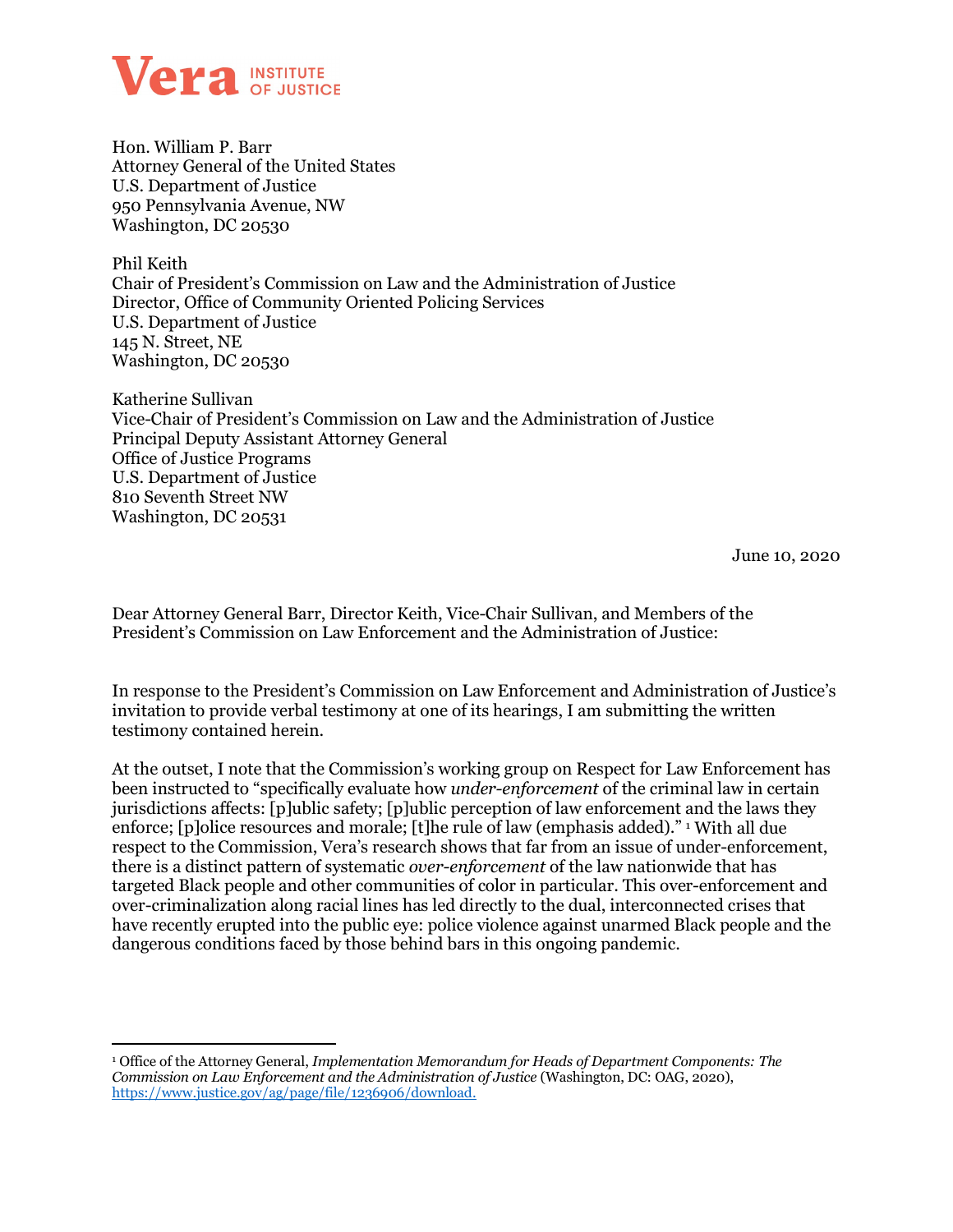**Vera** INSTITUTE OF JUSTICE

Hon. William P. Barr
Attorney General of the United States
U.S. Department of Justice
950 Pennsylvania Avenue, NW
Washington, DC 20530

Phil Keith
Chair of President's Commission on Law and the Administration of Justice
Director, Office of Community Oriented Policing Services
U.S. Department of Justice
145 N. Street, NE
Washington, DC 20530

Katherine Sullivan
Vice-Chair of President's Commission on Law and the Administration of Justice
Principal Deputy Assistant Attorney General
Office of Justice Programs
U.S. Department of Justice
810 Seventh Street NW
Washington, DC 20531

June 10, 2020

Dear Attorney General Barr, Director Keith, Vice-Chair Sullivan, and Members of the President's Commission on Law Enforcement and the Administration of Justice:

In response to the President's Commission on Law Enforcement and Administration of Justice's invitation to provide verbal testimony at one of its hearings, I am submitting the written testimony contained herein.

At the outset, I note that the Commission's working group on Respect for Law Enforcement has been instructed to "specifically evaluate how *under-enforcement* of the criminal law in certain jurisdictions affects: [p]ublic safety; [p]ublic perception of law enforcement and the laws they enforce; [p]olice resources and morale; [t]he rule of law (emphasis added)." [1] With all due respect to the Commission, Vera's research shows that far from an issue of under-enforcement, there is a distinct pattern of systematic *over-enforcement* of the law nationwide that has targeted Black people and other communities of color in particular. This over-enforcement and over-criminalization along racial lines has led directly to the dual, interconnected crises that have recently erupted into the public eye: police violence against unarmed Black people and the dangerous conditions faced by those behind bars in this ongoing pandemic.

---

[1] Office of the Attorney General, *Implementation Memorandum for Heads of Department Components: The Commission on Law Enforcement and the Administration of Justice* (Washington, DC: OAG, 2020), https://www.justice.gov/ag/page/file/1236906/download.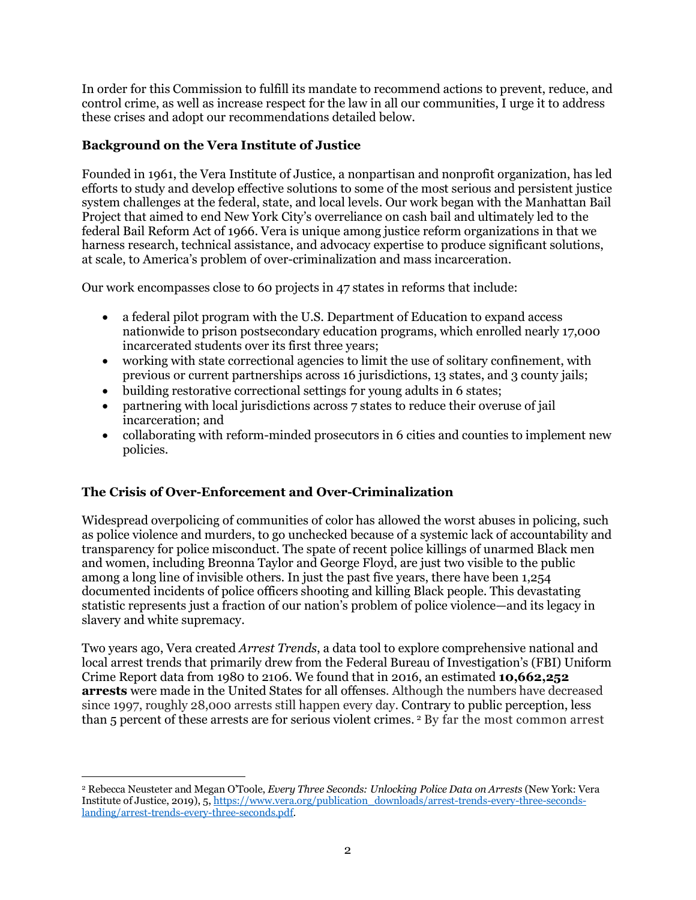In order for this Commission to fulfill its mandate to recommend actions to prevent, reduce, and control crime, as well as increase respect for the law in all our communities, I urge it to address these crises and adopt our recommendations detailed below.

## Background on the Vera Institute of Justice

Founded in 1961, the Vera Institute of Justice, a nonpartisan and nonprofit organization, has led efforts to study and develop effective solutions to some of the most serious and persistent justice system challenges at the federal, state, and local levels. Our work began with the Manhattan Bail Project that aimed to end New York City's overreliance on cash bail and ultimately led to the federal Bail Reform Act of 1966. Vera is unique among justice reform organizations in that we harness research, technical assistance, and advocacy expertise to produce significant solutions, at scale, to America's problem of over-criminalization and mass incarceration.

Our work encompasses close to 60 projects in 47 states in reforms that include:

- a federal pilot program with the U.S. Department of Education to expand access nationwide to prison postsecondary education programs, which enrolled nearly 17,000 incarcerated students over its first three years;
- working with state correctional agencies to limit the use of solitary confinement, with previous or current partnerships across 16 jurisdictions, 13 states, and 3 county jails;
- building restorative correctional settings for young adults in 6 states;
- partnering with local jurisdictions across 7 states to reduce their overuse of jail incarceration; and
- collaborating with reform-minded prosecutors in 6 cities and counties to implement new policies.

## The Crisis of Over-Enforcement and Over-Criminalization

Widespread overpolicing of communities of color has allowed the worst abuses in policing, such as police violence and murders, to go unchecked because of a systemic lack of accountability and transparency for police misconduct. The spate of recent police killings of unarmed Black men and women, including Breonna Taylor and George Floyd, are just two visible to the public among a long line of invisible others. In just the past five years, there have been 1,254 documented incidents of police officers shooting and killing Black people. This devastating statistic represents just a fraction of our nation's problem of police violence—and its legacy in slavery and white supremacy.

Two years ago, Vera created *Arrest Trends*, a data tool to explore comprehensive national and local arrest trends that primarily drew from the Federal Bureau of Investigation's (FBI) Uniform Crime Report data from 1980 to 2106. We found that in 2016, an estimated **10,662,252 arrests** were made in the United States for all offenses. Although the numbers have decreased since 1997, roughly 28,000 arrests still happen every day. Contrary to public perception, less than 5 percent of these arrests are for serious violent crimes. [2] By far the most common arrest

[2] Rebecca Neusteter and Megan O'Toole, *Every Three Seconds: Unlocking Police Data on Arrests* (New York: Vera Institute of Justice, 2019), 5, https://www.vera.org/publication_downloads/arrest-trends-every-three-seconds-landing/arrest-trends-every-three-seconds.pdf.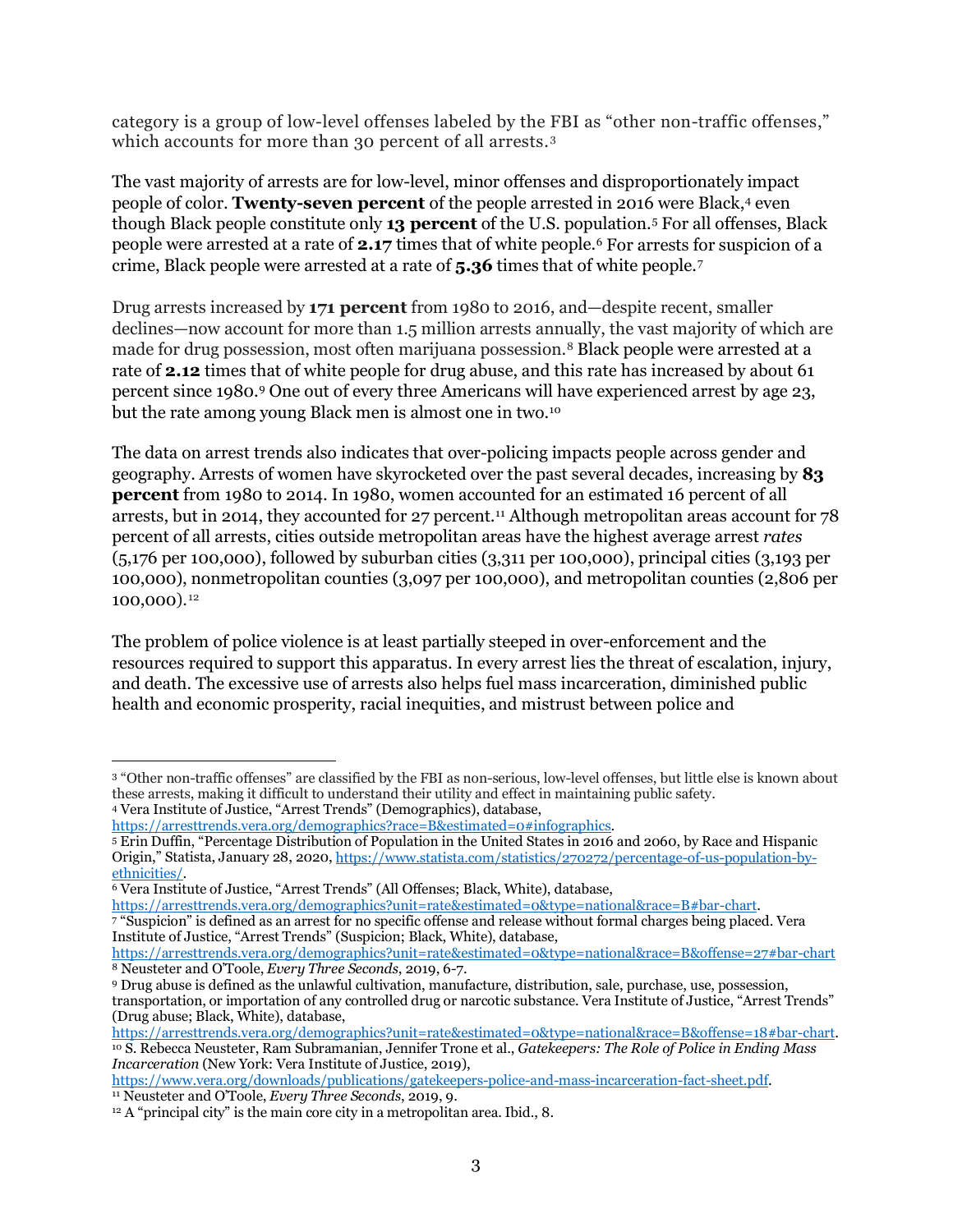category is a group of low-level offenses labeled by the FBI as "other non-traffic offenses," which accounts for more than 30 percent of all arrests.[3]

The vast majority of arrests are for low-level, minor offenses and disproportionately impact people of color. **Twenty-seven percent** of the people arrested in 2016 were Black,[4] even though Black people constitute only **13 percent** of the U.S. population.[5] For all offenses, Black people were arrested at a rate of **2.17** times that of white people.[6] For arrests for suspicion of a crime, Black people were arrested at a rate of **5.36** times that of white people.[7]

Drug arrests increased by **171 percent** from 1980 to 2016, and—despite recent, smaller declines—now account for more than 1.5 million arrests annually, the vast majority of which are made for drug possession, most often marijuana possession.[8] Black people were arrested at a rate of **2.12** times that of white people for drug abuse, and this rate has increased by about 61 percent since 1980.[9] One out of every three Americans will have experienced arrest by age 23, but the rate among young Black men is almost one in two.[10]

The data on arrest trends also indicates that over-policing impacts people across gender and geography. Arrests of women have skyrocketed over the past several decades, increasing by **83 percent** from 1980 to 2014. In 1980, women accounted for an estimated 16 percent of all arrests, but in 2014, they accounted for 27 percent.[11] Although metropolitan areas account for 78 percent of all arrests, cities outside metropolitan areas have the highest average arrest *rates* (5,176 per 100,000), followed by suburban cities (3,311 per 100,000), principal cities (3,193 per 100,000), nonmetropolitan counties (3,097 per 100,000), and metropolitan counties (2,806 per 100,000).[12]

The problem of police violence is at least partially steeped in over-enforcement and the resources required to support this apparatus. In every arrest lies the threat of escalation, injury, and death. The excessive use of arrests also helps fuel mass incarceration, diminished public health and economic prosperity, racial inequities, and mistrust between police and

---

[3] "Other non-traffic offenses" are classified by the FBI as non-serious, low-level offenses, but little else is known about these arrests, making it difficult to understand their utility and effect in maintaining public safety.

[4] Vera Institute of Justice, "Arrest Trends" (Demographics), database, https://arresttrends.vera.org/demographics?race=B&estimated=0#infographics.

[5] Erin Duffin, "Percentage Distribution of Population in the United States in 2016 and 2060, by Race and Hispanic Origin," Statista, January 28, 2020, https://www.statista.com/statistics/270272/percentage-of-us-population-by-ethnicities/.

[6] Vera Institute of Justice, "Arrest Trends" (All Offenses; Black, White), database, https://arresttrends.vera.org/demographics?unit=rate&estimated=0&type=national&race=B#bar-chart.

[7] "Suspicion" is defined as an arrest for no specific offense and release without formal charges being placed. Vera Institute of Justice, "Arrest Trends" (Suspicion; Black, White), database, https://arresttrends.vera.org/demographics?unit=rate&estimated=0&type=national&race=B&offense=27#bar-chart

[8] Neusteter and O'Toole, *Every Three Seconds*, 2019, 6-7.

[9] Drug abuse is defined as the unlawful cultivation, manufacture, distribution, sale, purchase, use, possession, transportation, or importation of any controlled drug or narcotic substance. Vera Institute of Justice, "Arrest Trends" (Drug abuse; Black, White), database, https://arresttrends.vera.org/demographics?unit=rate&estimated=0&type=national&race=B&offense=18#bar-chart.

[10] S. Rebecca Neusteter, Ram Subramanian, Jennifer Trone et al., *Gatekeepers: The Role of Police in Ending Mass Incarceration* (New York: Vera Institute of Justice, 2019), https://www.vera.org/downloads/publications/gatekeepers-police-and-mass-incarceration-fact-sheet.pdf.

[11] Neusteter and O'Toole, *Every Three Seconds*, 2019, 9.

[12] A "principal city" is the main core city in a metropolitan area. Ibid., 8.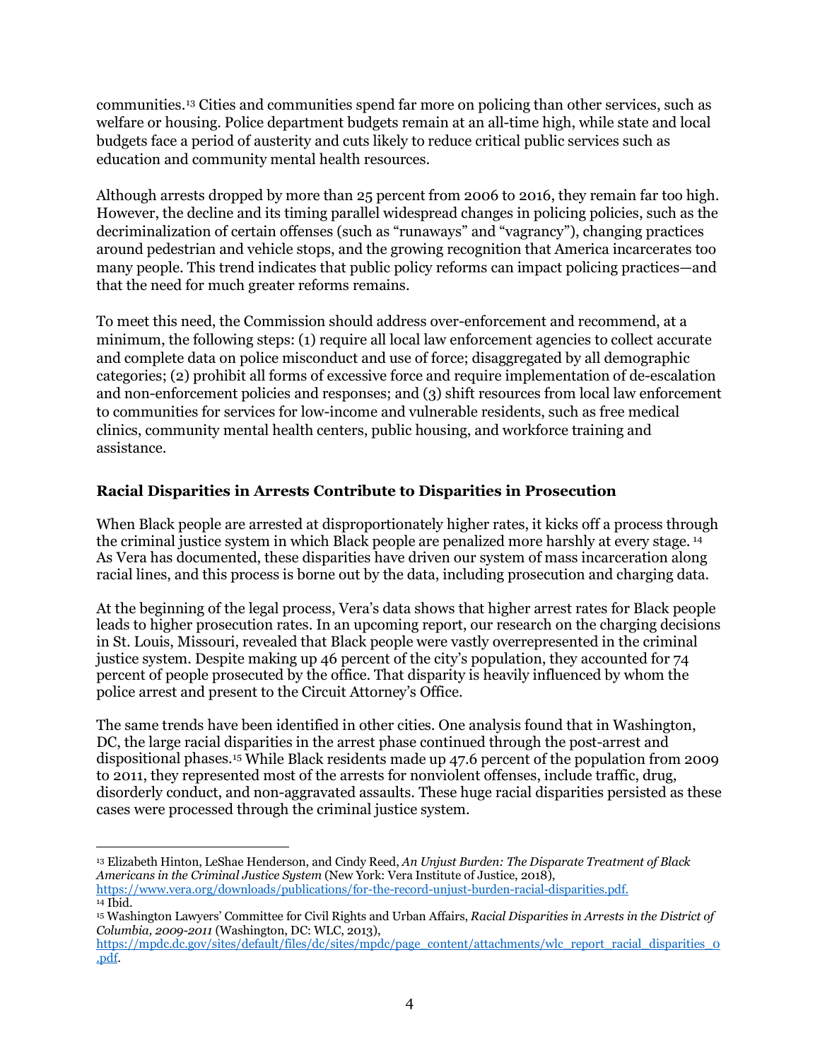communities.[13] Cities and communities spend far more on policing than other services, such as welfare or housing. Police department budgets remain at an all-time high, while state and local budgets face a period of austerity and cuts likely to reduce critical public services such as education and community mental health resources.

Although arrests dropped by more than 25 percent from 2006 to 2016, they remain far too high. However, the decline and its timing parallel widespread changes in policing policies, such as the decriminalization of certain offenses (such as "runaways" and "vagrancy"), changing practices around pedestrian and vehicle stops, and the growing recognition that America incarcerates too many people. This trend indicates that public policy reforms can impact policing practices—and that the need for much greater reforms remains.

To meet this need, the Commission should address over-enforcement and recommend, at a minimum, the following steps: (1) require all local law enforcement agencies to collect accurate and complete data on police misconduct and use of force; disaggregated by all demographic categories; (2) prohibit all forms of excessive force and require implementation of de-escalation and non-enforcement policies and responses; and (3) shift resources from local law enforcement to communities for services for low-income and vulnerable residents, such as free medical clinics, community mental health centers, public housing, and workforce training and assistance.

## Racial Disparities in Arrests Contribute to Disparities in Prosecution

When Black people are arrested at disproportionately higher rates, it kicks off a process through the criminal justice system in which Black people are penalized more harshly at every stage.[14] As Vera has documented, these disparities have driven our system of mass incarceration along racial lines, and this process is borne out by the data, including prosecution and charging data.

At the beginning of the legal process, Vera's data shows that higher arrest rates for Black people leads to higher prosecution rates. In an upcoming report, our research on the charging decisions in St. Louis, Missouri, revealed that Black people were vastly overrepresented in the criminal justice system. Despite making up 46 percent of the city's population, they accounted for 74 percent of people prosecuted by the office. That disparity is heavily influenced by whom the police arrest and present to the Circuit Attorney's Office.

The same trends have been identified in other cities. One analysis found that in Washington, DC, the large racial disparities in the arrest phase continued through the post-arrest and dispositional phases.[15] While Black residents made up 47.6 percent of the population from 2009 to 2011, they represented most of the arrests for nonviolent offenses, include traffic, drug, disorderly conduct, and non-aggravated assaults. These huge racial disparities persisted as these cases were processed through the criminal justice system.

---

[13] Elizabeth Hinton, LeShae Henderson, and Cindy Reed, *An Unjust Burden: The Disparate Treatment of Black Americans in the Criminal Justice System* (New York: Vera Institute of Justice, 2018), https://www.vera.org/downloads/publications/for-the-record-unjust-burden-racial-disparities.pdf.

[14] Ibid.

[15] Washington Lawyers' Committee for Civil Rights and Urban Affairs, *Racial Disparities in Arrests in the District of Columbia, 2009-2011* (Washington, DC: WLC, 2013), https://mpdc.dc.gov/sites/default/files/dc/sites/mpdc/page_content/attachments/wlc_report_racial_disparities_0.pdf.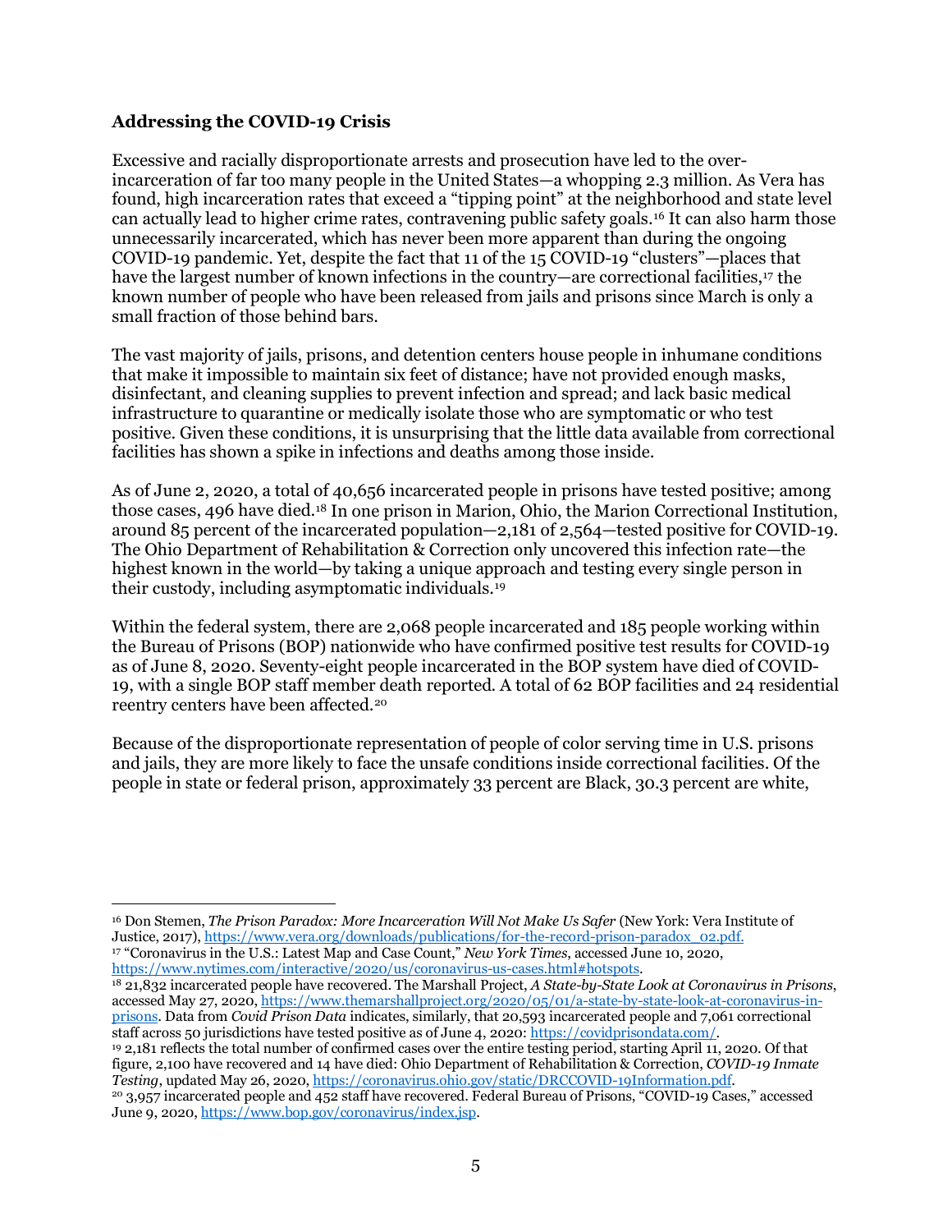**Addressing the COVID-19 Crisis**

Excessive and racially disproportionate arrests and prosecution have led to the over-incarceration of far too many people in the United States—a whopping 2.3 million. As Vera has found, high incarceration rates that exceed a "tipping point" at the neighborhood and state level can actually lead to higher crime rates, contravening public safety goals.[16] It can also harm those unnecessarily incarcerated, which has never been more apparent than during the ongoing COVID-19 pandemic. Yet, despite the fact that 11 of the 15 COVID-19 "clusters"—places that have the largest number of known infections in the country—are correctional facilities,[17] the known number of people who have been released from jails and prisons since March is only a small fraction of those behind bars.

The vast majority of jails, prisons, and detention centers house people in inhumane conditions that make it impossible to maintain six feet of distance; have not provided enough masks, disinfectant, and cleaning supplies to prevent infection and spread; and lack basic medical infrastructure to quarantine or medically isolate those who are symptomatic or who test positive. Given these conditions, it is unsurprising that the little data available from correctional facilities has shown a spike in infections and deaths among those inside.

As of June 2, 2020, a total of 40,656 incarcerated people in prisons have tested positive; among those cases, 496 have died.[18] In one prison in Marion, Ohio, the Marion Correctional Institution, around 85 percent of the incarcerated population—2,181 of 2,564—tested positive for COVID-19. The Ohio Department of Rehabilitation & Correction only uncovered this infection rate—the highest known in the world—by taking a unique approach and testing every single person in their custody, including asymptomatic individuals.[19]

Within the federal system, there are 2,068 people incarcerated and 185 people working within the Bureau of Prisons (BOP) nationwide who have confirmed positive test results for COVID-19 as of June 8, 2020. Seventy-eight people incarcerated in the BOP system have died of COVID-19, with a single BOP staff member death reported. A total of 62 BOP facilities and 24 residential reentry centers have been affected.[20]

Because of the disproportionate representation of people of color serving time in U.S. prisons and jails, they are more likely to face the unsafe conditions inside correctional facilities. Of the people in state or federal prison, approximately 33 percent are Black, 30.3 percent are white,

---

[16] Don Stemen, *The Prison Paradox: More Incarceration Will Not Make Us Safer* (New York: Vera Institute of Justice, 2017), https://www.vera.org/downloads/publications/for-the-record-prison-paradox_02.pdf.

[17] "Coronavirus in the U.S.: Latest Map and Case Count," *New York Times*, accessed June 10, 2020, https://www.nytimes.com/interactive/2020/us/coronavirus-us-cases.html#hotspots.

[18] 21,832 incarcerated people have recovered. The Marshall Project, *A State-by-State Look at Coronavirus in Prisons*, accessed May 27, 2020, https://www.themarshallproject.org/2020/05/01/a-state-by-state-look-at-coronavirus-in-prisons. Data from *Covid Prison Data* indicates, similarly, that 20,593 incarcerated people and 7,061 correctional staff across 50 jurisdictions have tested positive as of June 4, 2020: https://covidprisondata.com/.

[19] 2,181 reflects the total number of confirmed cases over the entire testing period, starting April 11, 2020. Of that figure, 2,100 have recovered and 14 have died: Ohio Department of Rehabilitation & Correction, *COVID-19 Inmate Testing*, updated May 26, 2020, https://coronavirus.ohio.gov/static/DRCCOVID-19Information.pdf.

[20] 3,957 incarcerated people and 452 staff have recovered. Federal Bureau of Prisons, "COVID-19 Cases," accessed June 9, 2020, https://www.bop.gov/coronavirus/index.jsp.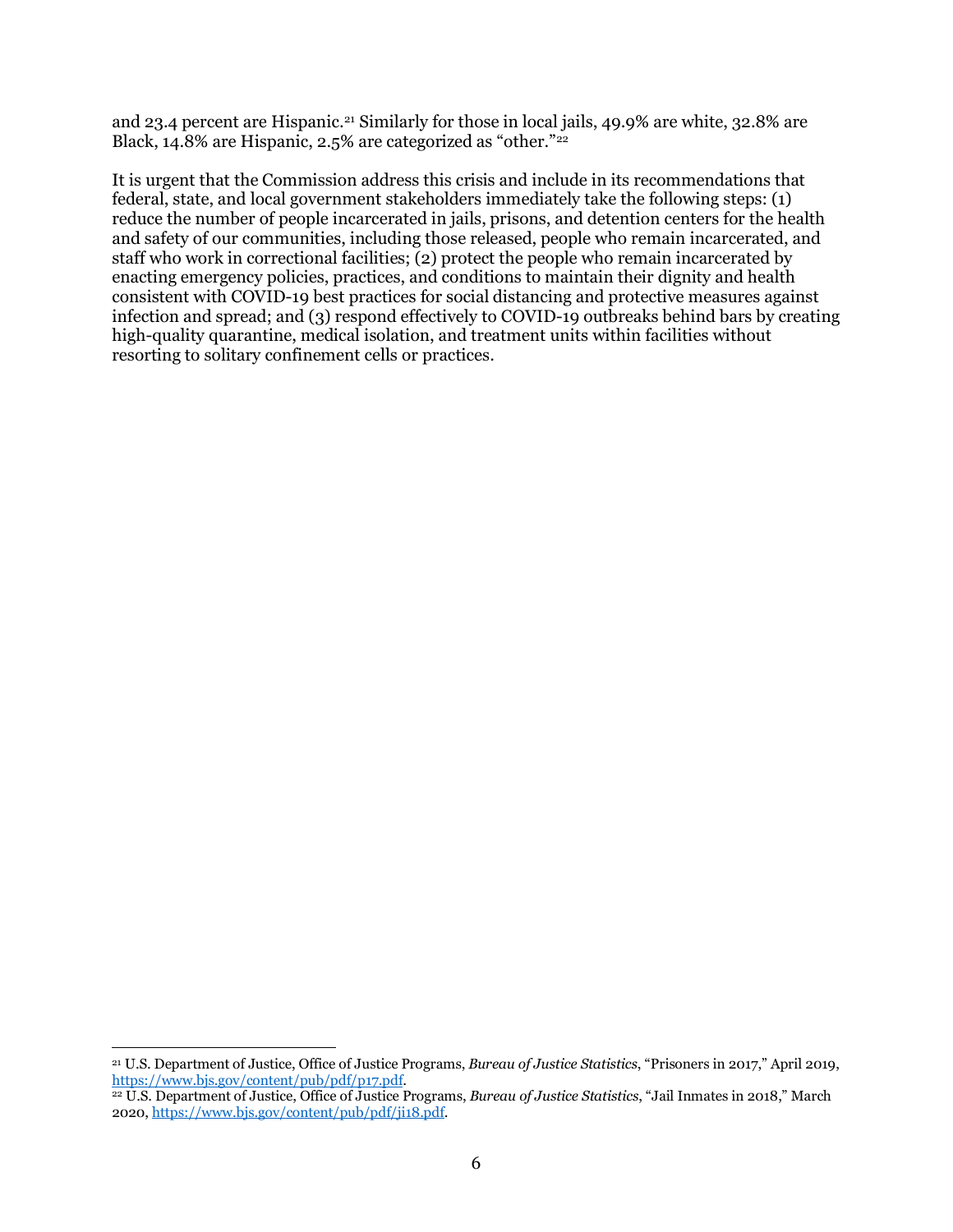and 23.4 percent are Hispanic.[21] Similarly for those in local jails, 49.9% are white, 32.8% are Black, 14.8% are Hispanic, 2.5% are categorized as "other."[22]

It is urgent that the Commission address this crisis and include in its recommendations that federal, state, and local government stakeholders immediately take the following steps: (1) reduce the number of people incarcerated in jails, prisons, and detention centers for the health and safety of our communities, including those released, people who remain incarcerated, and staff who work in correctional facilities; (2) protect the people who remain incarcerated by enacting emergency policies, practices, and conditions to maintain their dignity and health consistent with COVID-19 best practices for social distancing and protective measures against infection and spread; and (3) respond effectively to COVID-19 outbreaks behind bars by creating high-quality quarantine, medical isolation, and treatment units within facilities without resorting to solitary confinement cells or practices.

---

[21] U.S. Department of Justice, Office of Justice Programs, *Bureau of Justice Statistics*, "Prisoners in 2017," April 2019, https://www.bjs.gov/content/pub/pdf/p17.pdf.

[22] U.S. Department of Justice, Office of Justice Programs, *Bureau of Justice Statistics*, "Jail Inmates in 2018," March 2020, https://www.bjs.gov/content/pub/pdf/ji18.pdf.